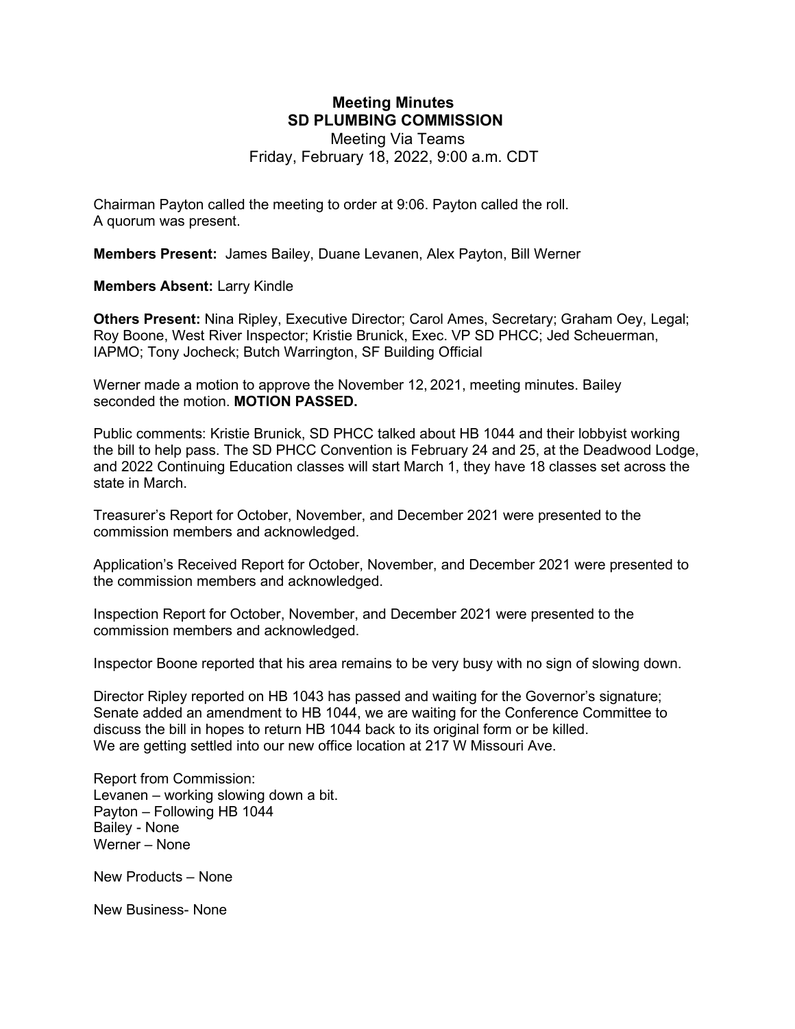# Meeting Minutes
## SD PLUMBING COMMISSION

Meeting Via Teams
Friday, February 18, 2022, 9:00 a.m. CDT

Chairman Payton called the meeting to order at 9:06. Payton called the roll.
A quorum was present.

**Members Present:** James Bailey, Duane Levanen, Alex Payton, Bill Werner

**Members Absent:** Larry Kindle

**Others Present:** Nina Ripley, Executive Director; Carol Ames, Secretary; Graham Oey, Legal; Roy Boone, West River Inspector; Kristie Brunick, Exec. VP SD PHCC; Jed Scheuerman, IAPMO; Tony Jocheck; Butch Warrington, SF Building Official

Werner made a motion to approve the November 12, 2021, meeting minutes. Bailey seconded the motion. **MOTION PASSED.**

Public comments: Kristie Brunick, SD PHCC talked about HB 1044 and their lobbyist working the bill to help pass. The SD PHCC Convention is February 24 and 25, at the Deadwood Lodge, and 2022 Continuing Education classes will start March 1, they have 18 classes set across the state in March.

Treasurer's Report for October, November, and December 2021 were presented to the commission members and acknowledged.

Application's Received Report for October, November, and December 2021 were presented to the commission members and acknowledged.

Inspection Report for October, November, and December 2021 were presented to the commission members and acknowledged.

Inspector Boone reported that his area remains to be very busy with no sign of slowing down.

Director Ripley reported on HB 1043 has passed and waiting for the Governor's signature; Senate added an amendment to HB 1044, we are waiting for the Conference Committee to discuss the bill in hopes to return HB 1044 back to its original form or be killed.
We are getting settled into our new office location at 217 W Missouri Ave.

Report from Commission:
Levanen – working slowing down a bit.
Payton – Following HB 1044
Bailey - None
Werner – None

New Products – None

New Business- None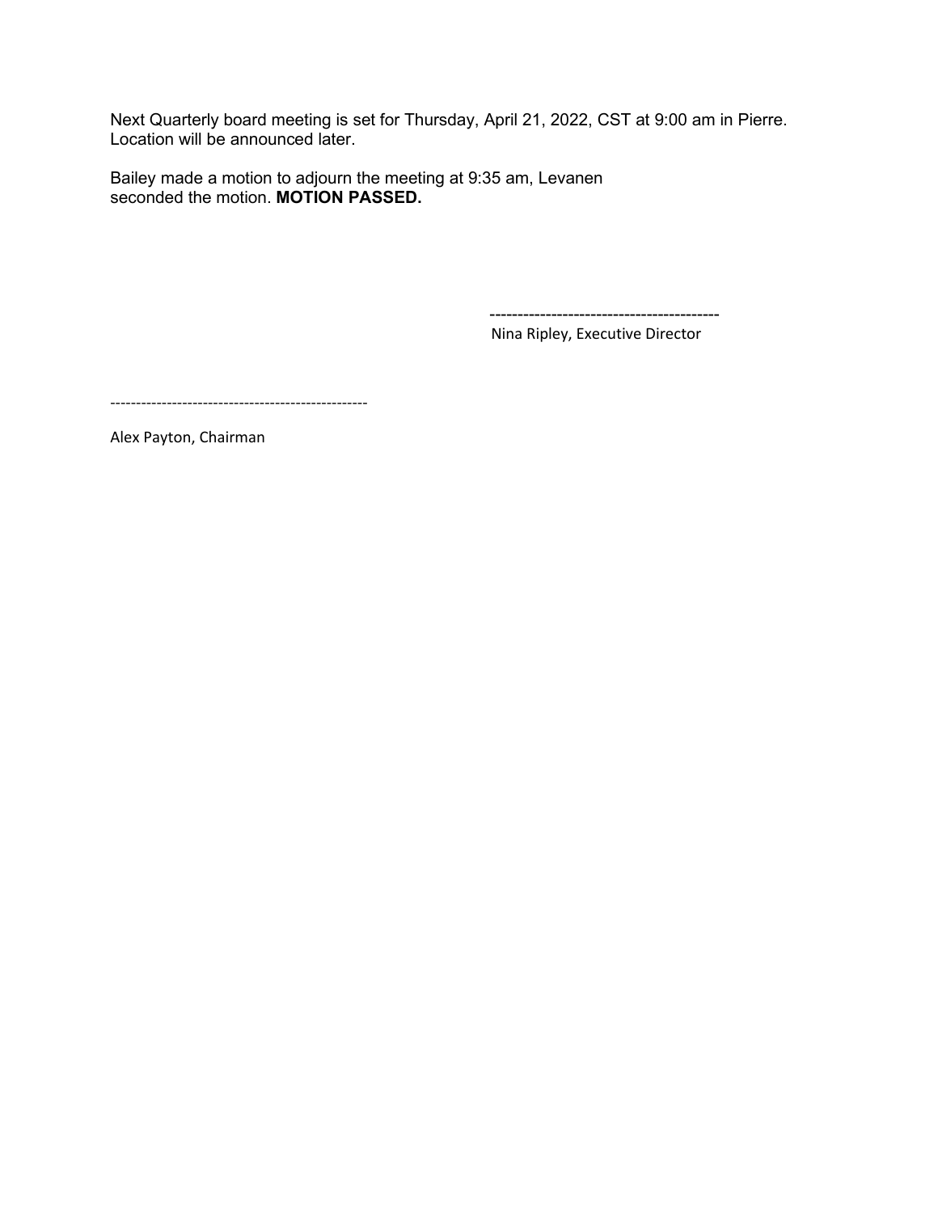Next Quarterly board meeting is set for Thursday, April 21, 2022, CST at 9:00 am in Pierre. Location will be announced later.

Bailey made a motion to adjourn the meeting at 9:35 am, Levanen seconded the motion. **MOTION PASSED.**

----------------------------------------
Nina Ripley, Executive Director

-------------------------------------------------

Alex Payton, Chairman